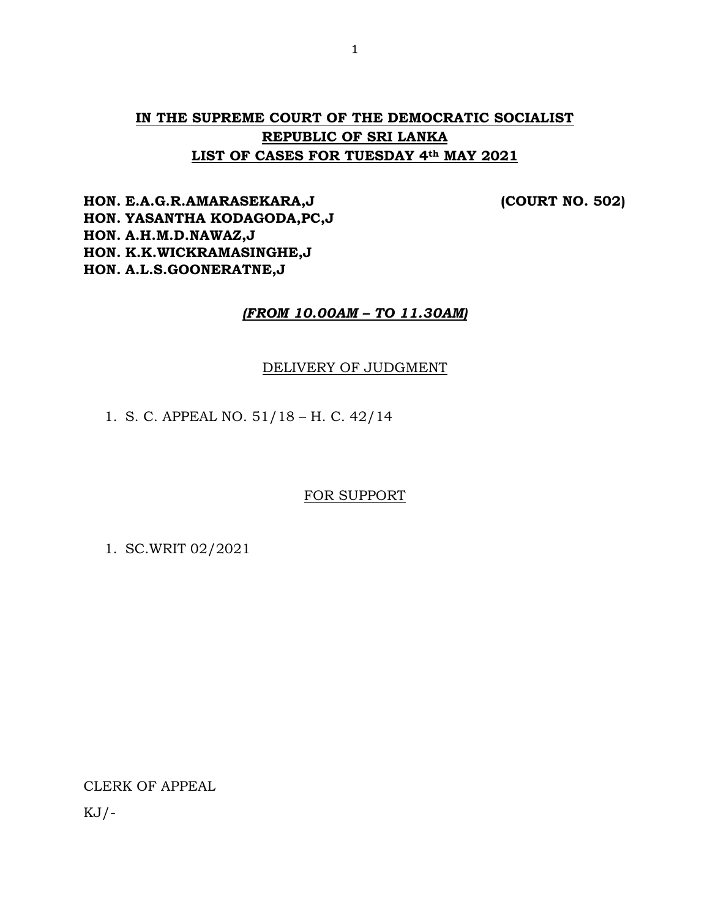# IN THE SUPREME COURT OF THE DEMOCRATIC SOCIALIST REPUBLIC OF SRI LANKA
## LIST OF CASES FOR TUESDAY 4th MAY 2021

**HON. E.A.G.R.AMARASEKARA,J** **(COURT NO. 502)**
**HON. YASANTHA KODAGODA,PC,J**
**HON. A.H.M.D.NAWAZ,J**
**HON. K.K.WICKRAMASINGHE,J**
**HON. A.L.S.GOONERATNE,J**

***(FROM 10.00AM – TO 11.30AM)***

DELIVERY OF JUDGMENT

1. S. C. APPEAL NO. 51/18 – H. C. 42/14

FOR SUPPORT

1. SC.WRIT 02/2021

CLERK OF APPEAL

KJ/-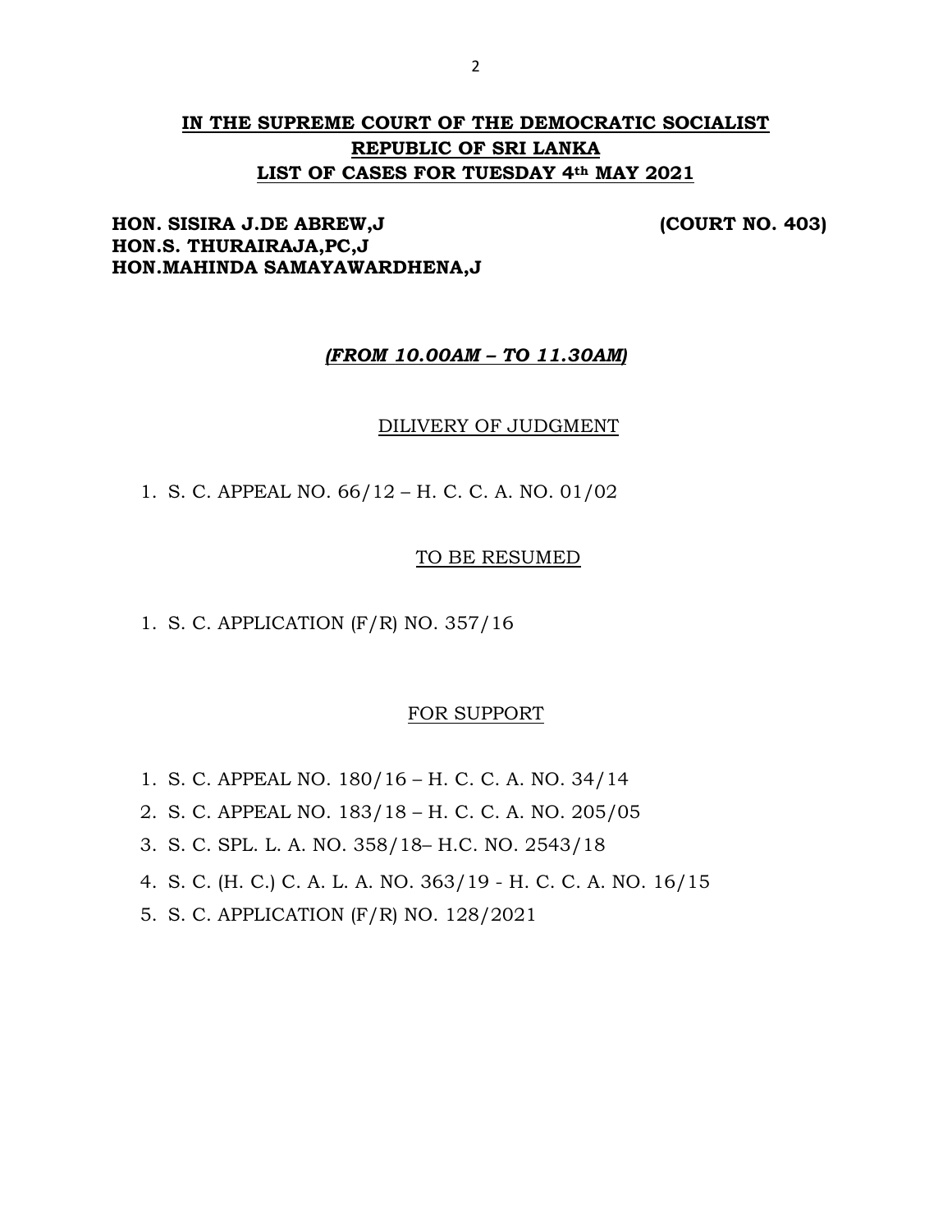# IN THE SUPREME COURT OF THE DEMOCRATIC SOCIALIST REPUBLIC OF SRI LANKA
## LIST OF CASES FOR TUESDAY 4th MAY 2021

**HON. SISIRA J.DE ABREW,J** **(COURT NO. 403)**
**HON.S. THURAIRAJA,PC,J**
**HON.MAHINDA SAMAYAWARDHENA,J**

***(FROM 10.00AM – TO 11.30AM)***

DILIVERY OF JUDGMENT

1. S. C. APPEAL NO. 66/12 – H. C. C. A. NO. 01/02

TO BE RESUMED

1. S. C. APPLICATION (F/R) NO. 357/16

FOR SUPPORT

1. S. C. APPEAL NO. 180/16 – H. C. C. A. NO. 34/14
2. S. C. APPEAL NO. 183/18 – H. C. C. A. NO. 205/05
3. S. C. SPL. L. A. NO. 358/18– H.C. NO. 2543/18
4. S. C. (H. C.) C. A. L. A. NO. 363/19 - H. C. C. A. NO. 16/15
5. S. C. APPLICATION (F/R) NO. 128/2021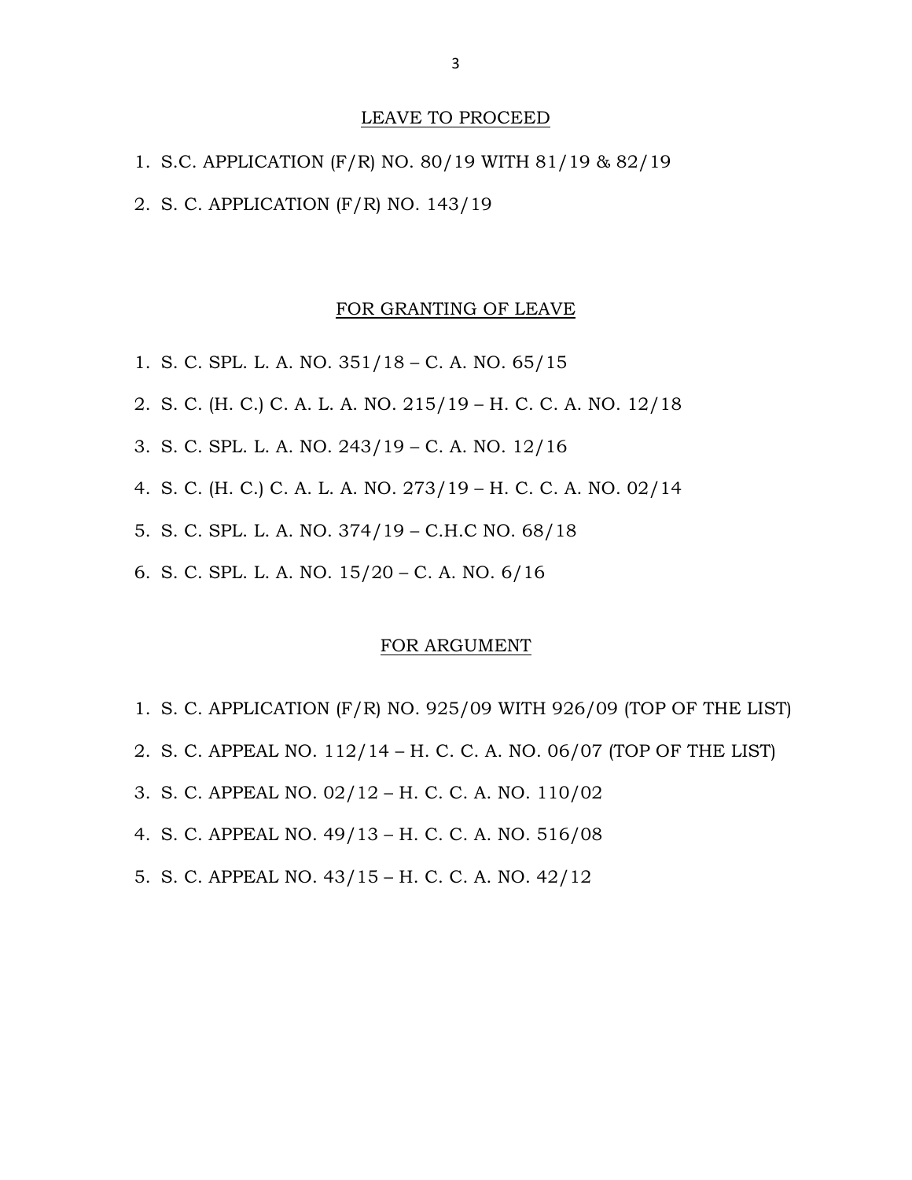## LEAVE TO PROCEED

1. S.C. APPLICATION (F/R) NO. 80/19 WITH 81/19 & 82/19
2. S. C. APPLICATION (F/R) NO. 143/19

## FOR GRANTING OF LEAVE

1. S. C. SPL. L. A. NO. 351/18 – C. A. NO. 65/15
2. S. C. (H. C.) C. A. L. A. NO. 215/19 – H. C. C. A. NO. 12/18
3. S. C. SPL. L. A. NO. 243/19 – C. A. NO. 12/16
4. S. C. (H. C.) C. A. L. A. NO. 273/19 – H. C. C. A. NO. 02/14
5. S. C. SPL. L. A. NO. 374/19 – C.H.C NO. 68/18
6. S. C. SPL. L. A. NO. 15/20 – C. A. NO. 6/16

## FOR ARGUMENT

1. S. C. APPLICATION (F/R) NO. 925/09 WITH 926/09 (TOP OF THE LIST)
2. S. C. APPEAL NO. 112/14 – H. C. C. A. NO. 06/07 (TOP OF THE LIST)
3. S. C. APPEAL NO. 02/12 – H. C. C. A. NO. 110/02
4. S. C. APPEAL NO. 49/13 – H. C. C. A. NO. 516/08
5. S. C. APPEAL NO. 43/15 – H. C. C. A. NO. 42/12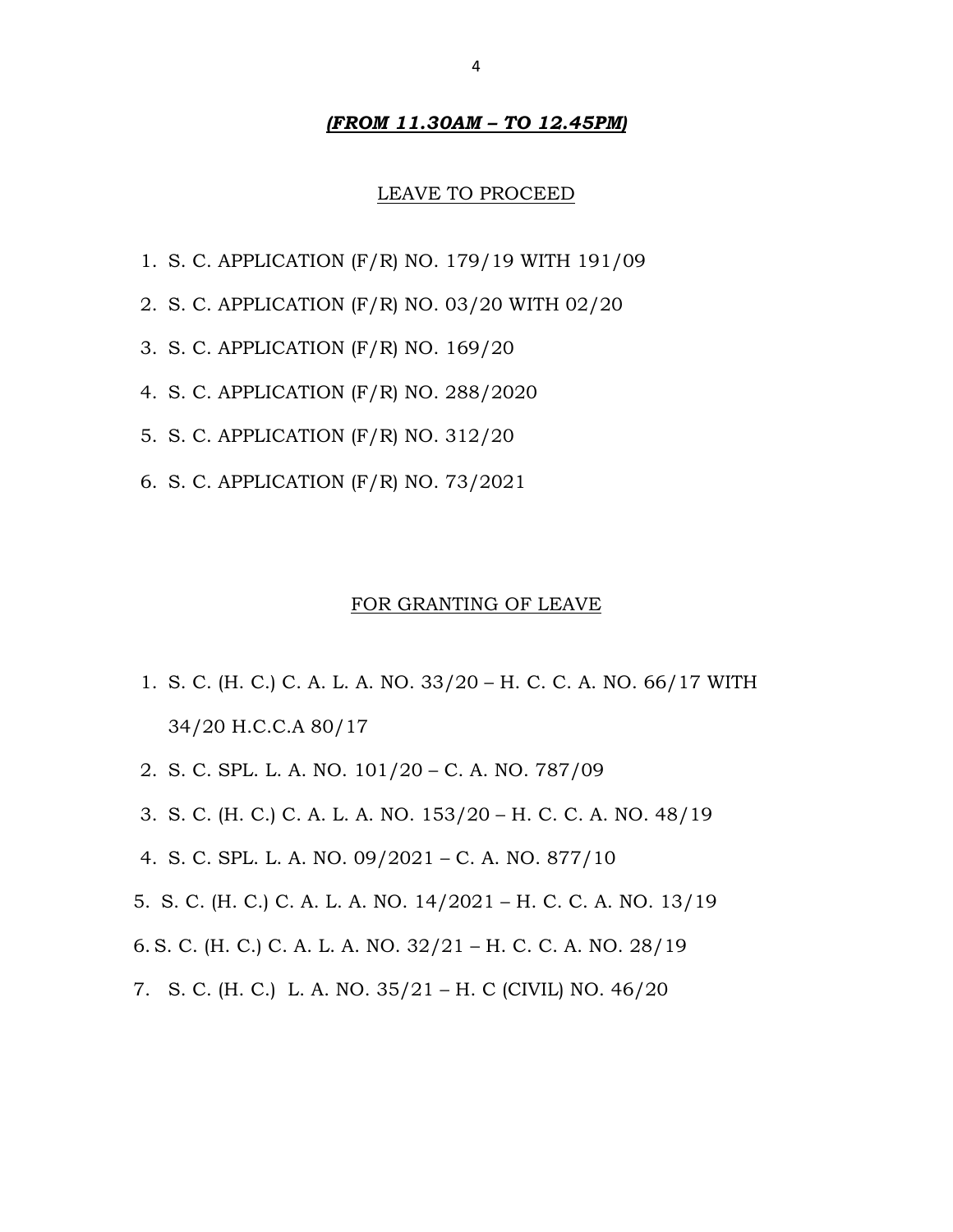***(FROM 11.30AM – TO 12.45PM)***

LEAVE TO PROCEED

1. S. C. APPLICATION (F/R) NO. 179/19 WITH 191/09
2. S. C. APPLICATION (F/R) NO. 03/20 WITH 02/20
3. S. C. APPLICATION (F/R) NO. 169/20
4. S. C. APPLICATION (F/R) NO. 288/2020
5. S. C. APPLICATION (F/R) NO. 312/20
6. S. C. APPLICATION (F/R) NO. 73/2021

FOR GRANTING OF LEAVE

1. S. C. (H. C.) C. A. L. A. NO. 33/20 – H. C. C. A. NO. 66/17 WITH 34/20 H.C.C.A 80/17
2. S. C. SPL. L. A. NO. 101/20 – C. A. NO. 787/09
3. S. C. (H. C.) C. A. L. A. NO. 153/20 – H. C. C. A. NO. 48/19
4. S. C. SPL. L. A. NO. 09/2021 – C. A. NO. 877/10
5. S. C. (H. C.) C. A. L. A. NO. 14/2021 – H. C. C. A. NO. 13/19
6. S. C. (H. C.) C. A. L. A. NO. 32/21 – H. C. C. A. NO. 28/19
7. S. C. (H. C.) L. A. NO. 35/21 – H. C (CIVIL) NO. 46/20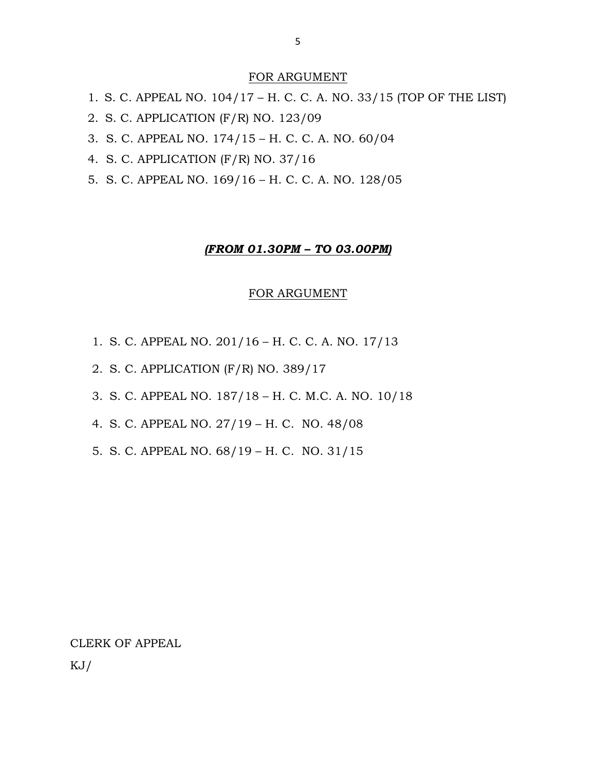FOR ARGUMENT

1. S. C. APPEAL NO. 104/17 – H. C. C. A. NO. 33/15 (TOP OF THE LIST)
2. S. C. APPLICATION (F/R) NO. 123/09
3. S. C. APPEAL NO. 174/15 – H. C. C. A. NO. 60/04
4. S. C. APPLICATION (F/R) NO. 37/16
5. S. C. APPEAL NO. 169/16 – H. C. C. A. NO. 128/05

***(FROM 01.30PM – TO 03.00PM)***

FOR ARGUMENT

1. S. C. APPEAL NO. 201/16 – H. C. C. A. NO. 17/13
2. S. C. APPLICATION (F/R) NO. 389/17
3. S. C. APPEAL NO. 187/18 – H. C. M.C. A. NO. 10/18
4. S. C. APPEAL NO. 27/19 – H. C. NO. 48/08
5. S. C. APPEAL NO. 68/19 – H. C. NO. 31/15

CLERK OF APPEAL

KJ/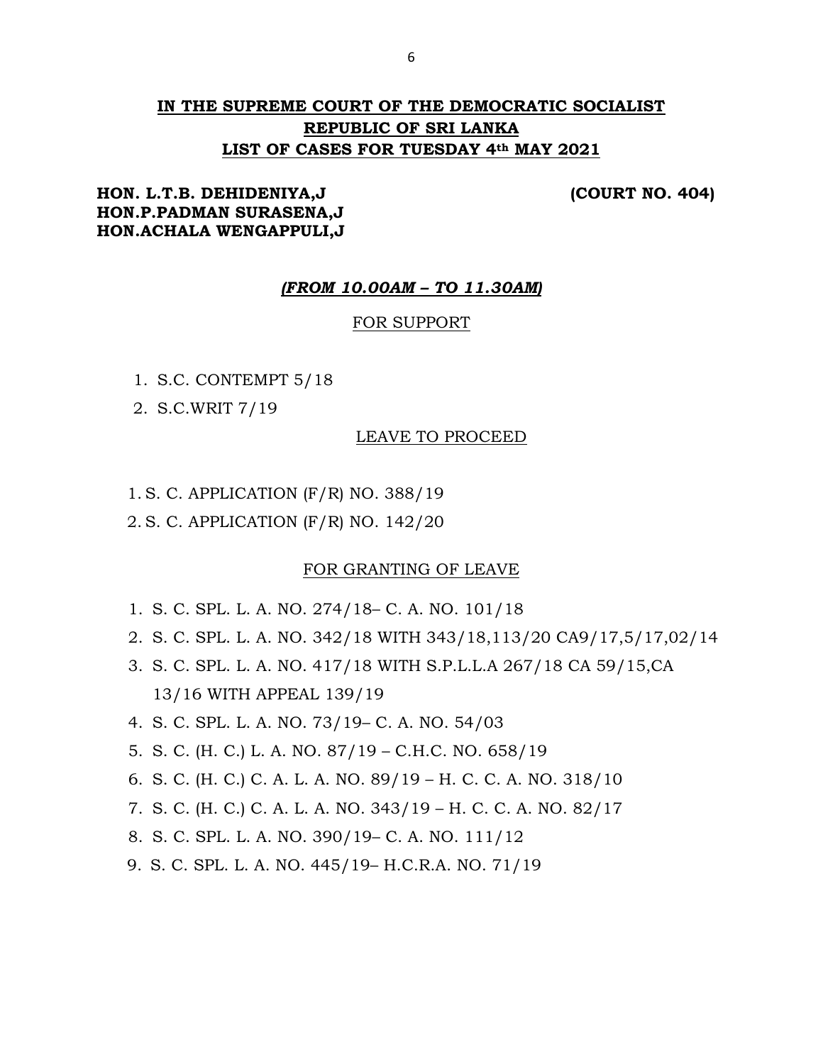## IN THE SUPREME COURT OF THE DEMOCRATIC SOCIALIST REPUBLIC OF SRI LANKA

## LIST OF CASES FOR TUESDAY 4th MAY 2021

**HON. L.T.B. DEHIDENIYA,J** **(COURT NO. 404)**
**HON.P.PADMAN SURASENA,J**
**HON.ACHALA WENGAPPULI,J**

***(FROM 10.00AM – TO 11.30AM)***

FOR SUPPORT

1. S.C. CONTEMPT 5/18
2. S.C.WRIT 7/19

LEAVE TO PROCEED

1. S. C. APPLICATION (F/R) NO. 388/19
2. S. C. APPLICATION (F/R) NO. 142/20

FOR GRANTING OF LEAVE

1. S. C. SPL. L. A. NO. 274/18– C. A. NO. 101/18
2. S. C. SPL. L. A. NO. 342/18 WITH 343/18,113/20 CA9/17,5/17,02/14
3. S. C. SPL. L. A. NO. 417/18 WITH S.P.L.L.A 267/18 CA 59/15,CA 13/16 WITH APPEAL 139/19
4. S. C. SPL. L. A. NO. 73/19– C. A. NO. 54/03
5. S. C. (H. C.) L. A. NO. 87/19 – C.H.C. NO. 658/19
6. S. C. (H. C.) C. A. L. A. NO. 89/19 – H. C. C. A. NO. 318/10
7. S. C. (H. C.) C. A. L. A. NO. 343/19 – H. C. C. A. NO. 82/17
8. S. C. SPL. L. A. NO. 390/19– C. A. NO. 111/12
9. S. C. SPL. L. A. NO. 445/19– H.C.R.A. NO. 71/19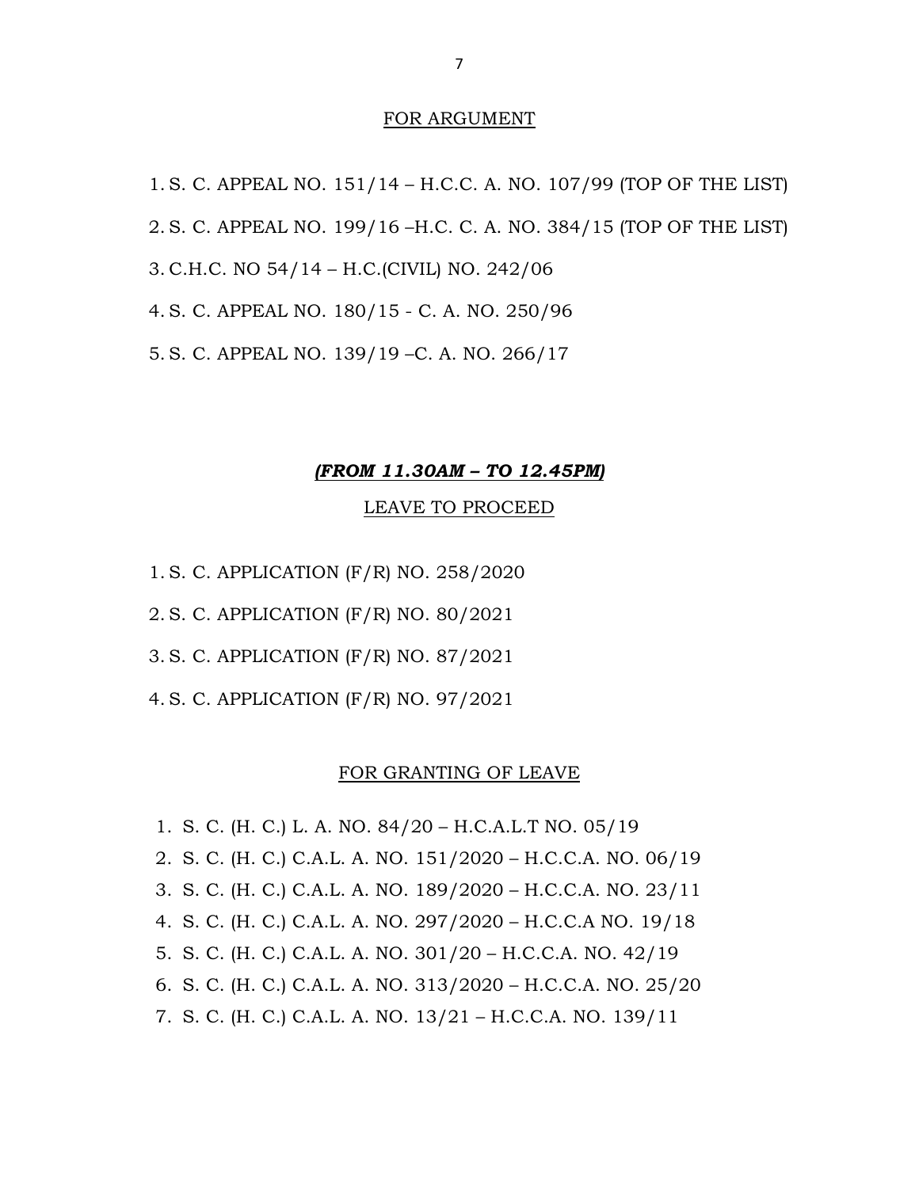## FOR ARGUMENT

1. S. C. APPEAL NO. 151/14 – H.C.C. A. NO. 107/99 (TOP OF THE LIST)
2. S. C. APPEAL NO. 199/16 –H.C. C. A. NO. 384/15 (TOP OF THE LIST)
3. C.H.C. NO 54/14 – H.C.(CIVIL) NO. 242/06
4. S. C. APPEAL NO. 180/15 - C. A. NO. 250/96
5. S. C. APPEAL NO. 139/19 –C. A. NO. 266/17

***(FROM 11.30AM – TO 12.45PM)***

## LEAVE TO PROCEED

1. S. C. APPLICATION (F/R) NO. 258/2020
2. S. C. APPLICATION (F/R) NO. 80/2021
3. S. C. APPLICATION (F/R) NO. 87/2021
4. S. C. APPLICATION (F/R) NO. 97/2021

## FOR GRANTING OF LEAVE

1. S. C. (H. C.) L. A. NO. 84/20 – H.C.A.L.T NO. 05/19
2. S. C. (H. C.) C.A.L. A. NO. 151/2020 – H.C.C.A. NO. 06/19
3. S. C. (H. C.) C.A.L. A. NO. 189/2020 – H.C.C.A. NO. 23/11
4. S. C. (H. C.) C.A.L. A. NO. 297/2020 – H.C.C.A NO. 19/18
5. S. C. (H. C.) C.A.L. A. NO. 301/20 – H.C.C.A. NO. 42/19
6. S. C. (H. C.) C.A.L. A. NO. 313/2020 – H.C.C.A. NO. 25/20
7. S. C. (H. C.) C.A.L. A. NO. 13/21 – H.C.C.A. NO. 139/11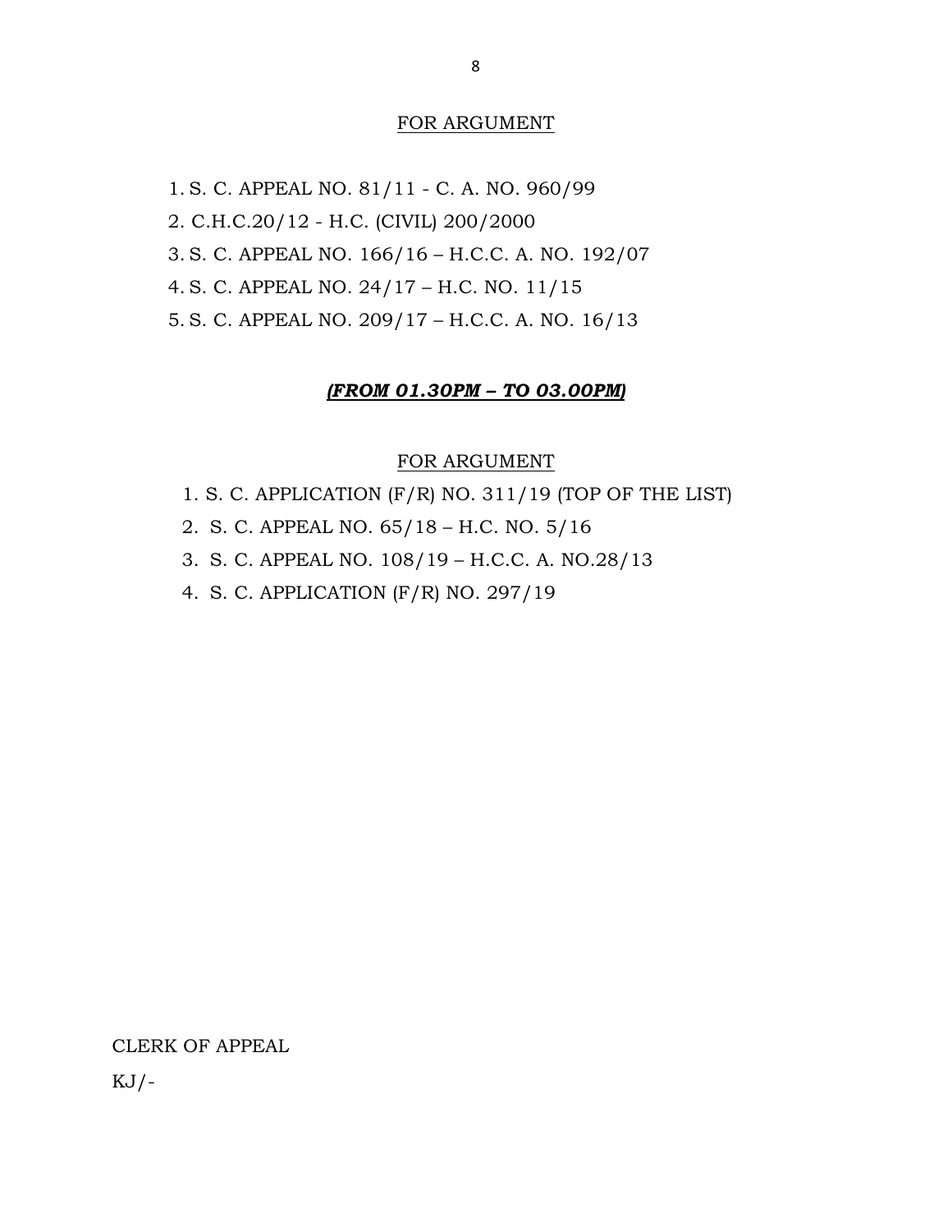FOR ARGUMENT

1. S. C. APPEAL NO. 81/11 - C. A. NO. 960/99
2. C.H.C.20/12 - H.C. (CIVIL) 200/2000
3. S. C. APPEAL NO. 166/16 – H.C.C. A. NO. 192/07
4. S. C. APPEAL NO. 24/17 – H.C. NO. 11/15
5. S. C. APPEAL NO. 209/17 – H.C.C. A. NO. 16/13

***(FROM 01.30PM – TO 03.00PM)***

FOR ARGUMENT

1. S. C. APPLICATION (F/R) NO. 311/19 (TOP OF THE LIST)
2. S. C. APPEAL NO. 65/18 – H.C. NO. 5/16
3. S. C. APPEAL NO. 108/19 – H.C.C. A. NO.28/13
4. S. C. APPLICATION (F/R) NO. 297/19

CLERK OF APPEAL

KJ/-